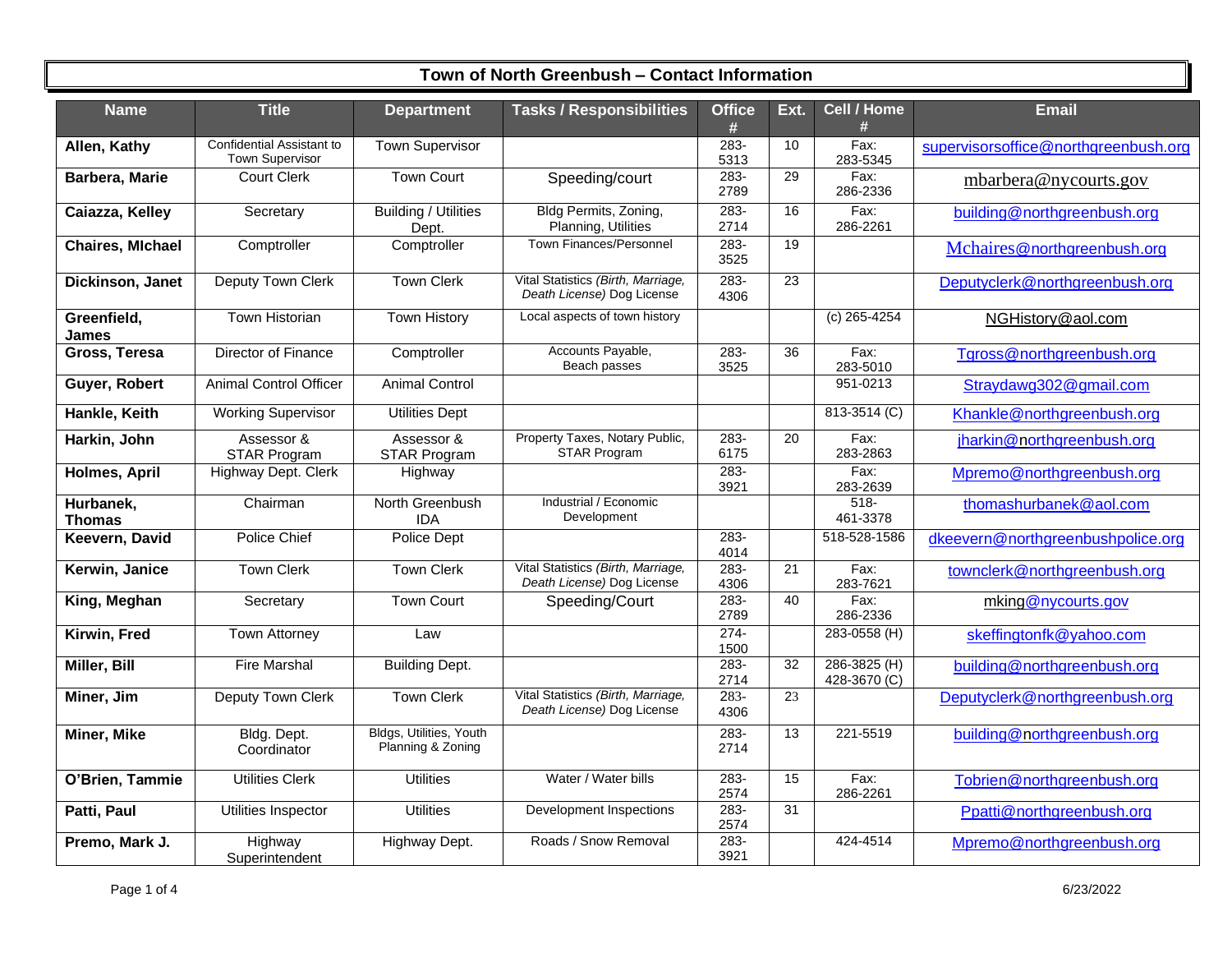# Town of North Greenbush – Contact Information

| Name | Title | Department | Tasks / Responsibilities | Office # | Ext. | Cell / Home # | Email |
|---|---|---|---|---|---|---|---|
| **Allen, Kathy** | Confidential Assistant to Town Supervisor | Town Supervisor | | 283-5313 | 10 | Fax: 283-5345 | supervisorsoffice@northgreenbush.org |
| **Barbera, Marie** | Court Clerk | Town Court | Speeding/court | 283-2789 | 29 | Fax: 286-2336 | mbarbera@nycourts.gov |
| **Caiazza, Kelley** | Secretary | Building / Utilities Dept. | Bldg Permits, Zoning, Planning, Utilities | 283-2714 | 16 | Fax: 286-2261 | building@northgreenbush.org |
| **Chaires, MIchael** | Comptroller | Comptroller | Town Finances/Personnel | 283-3525 | 19 | | Mchaires@northgreenbush.org |
| **Dickinson, Janet** | Deputy Town Clerk | Town Clerk | Vital Statistics *(Birth, Marriage, Death License)* Dog License | 283-4306 | 23 | | Deputyclerk@northgreenbush.org |
| **Greenfield, James** | Town Historian | Town History | Local aspects of town history | | | (c) 265-4254 | NGHistory@aol.com |
| **Gross, Teresa** | Director of Finance | Comptroller | Accounts Payable, Beach passes | 283-3525 | 36 | Fax: 283-5010 | Tgross@northgreenbush.org |
| **Guyer, Robert** | Animal Control Officer | Animal Control | | | | 951-0213 | Straydawg302@gmail.com |
| **Hankle, Keith** | Working Supervisor | Utilities Dept | | | | 813-3514 (C) | Khankle@northgreenbush.org |
| **Harkin, John** | Assessor & STAR Program | Assessor & STAR Program | Property Taxes, Notary Public, STAR Program | 283-6175 | 20 | Fax: 283-2863 | jharkin@northgreenbush.org |
| **Holmes, April** | Highway Dept. Clerk | Highway | | 283-3921 | | Fax: 283-2639 | Mpremo@northgreenbush.org |
| **Hurbanek, Thomas** | Chairman | North Greenbush IDA | Industrial / Economic Development | | | 518-461-3378 | thomashurbanek@aol.com |
| **Keevern, David** | Police Chief | Police Dept | | 283-4014 | | 518-528-1586 | dkeevern@northgreenbushpolice.org |
| **Kerwin, Janice** | Town Clerk | Town Clerk | Vital Statistics *(Birth, Marriage, Death License)* Dog License | 283-4306 | 21 | Fax: 283-7621 | townclerk@northgreenbush.org |
| **King, Meghan** | Secretary | Town Court | Speeding/Court | 283-2789 | 40 | Fax: 286-2336 | mking@nycourts.gov |
| **Kirwin, Fred** | Town Attorney | Law | | 274-1500 | | 283-0558 (H) | skeffingtonfk@yahoo.com |
| **Miller, Bill** | Fire Marshal | Building Dept. | | 283-2714 | 32 | 286-3825 (H) 428-3670 (C) | building@northgreenbush.org |
| **Miner, Jim** | Deputy Town Clerk | Town Clerk | Vital Statistics *(Birth, Marriage, Death License)* Dog License | 283-4306 | 23 | | Deputyclerk@northgreenbush.org |
| **Miner, Mike** | Bldg. Dept. Coordinator | Bldgs, Utilities, Youth Planning & Zoning | | 283-2714 | 13 | 221-5519 | building@northgreenbush.org |
| **O'Brien, Tammie** | Utilities Clerk | Utilities | Water / Water bills | 283-2574 | 15 | Fax: 286-2261 | Tobrien@northgreenbush.org |
| **Patti, Paul** | Utilities Inspector | Utilities | Development Inspections | 283-2574 | 31 | | Ppatti@northgreenbush.org |
| **Premo, Mark J.** | Highway Superintendent | Highway Dept. | Roads / Snow Removal | 283-3921 | | 424-4514 | Mpremo@northgreenbush.org |

6/23/2022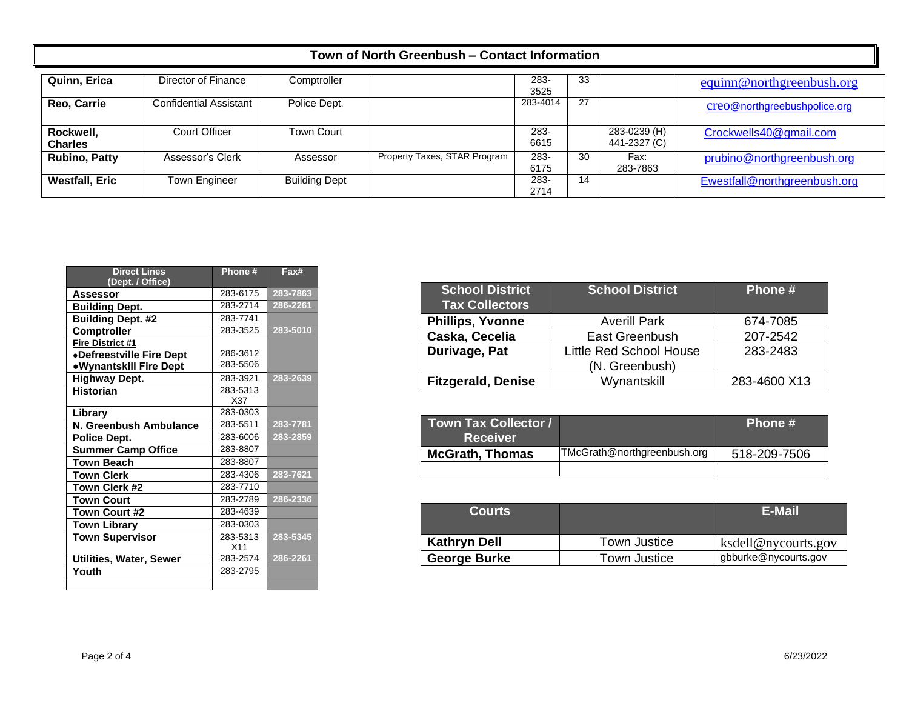## Town of North Greenbush – Contact Information

| | | | | | | | |
|---|---|---|---|---|---|---|---|
| **Quinn, Erica** | Director of Finance | Comptroller | | 283-3525 | 33 | | equinn@northgreenbush.org |
| **Reo, Carrie** | Confidential Assistant | Police Dept. | | 283-4014 | 27 | | creo@northgreenbushpolice.org |
| **Rockwell, Charles** | Court Officer | Town Court | | 283-6615 | | 283-0239 (H) 441-2327 (C) | Crockwells40@gmail.com |
| **Rubino, Patty** | Assessor's Clerk | Assessor | Property Taxes, STAR Program | 283-6175 | 30 | Fax: 283-7863 | prubino@northgreenbush.org |
| **Westfall, Eric** | Town Engineer | Building Dept | | 283-2714 | 14 | | Ewestfall@northgreenbush.org |

| Direct Lines (Dept. / Office) | Phone # | Fax# |
|---|---|---|
| **Assessor** | 283-6175 | 283-7863 |
| **Building Dept.** | 283-2714 | 286-2261 |
| **Building Dept. #2** | 283-7741 | |
| **Comptroller** | 283-3525 | 283-5010 |
| **Fire District #1** • **Defreestville Fire Dept** • **Wynantskill Fire Dept** | 286-3612 283-5506 | |
| **Highway Dept.** | 283-3921 | 283-2639 |
| **Historian** | 283-5313 X37 | |
| **Library** | 283-0303 | |
| **N. Greenbush Ambulance** | 283-5511 | 283-7781 |
| **Police Dept.** | 283-6006 | 283-2859 |
| **Summer Camp Office** | 283-8807 | |
| **Town Beach** | 283-8807 | |
| **Town Clerk** | 283-4306 | 283-7621 |
| **Town Clerk #2** | 283-7710 | |
| **Town Court** | 283-2789 | 286-2336 |
| **Town Court #2** | 283-4639 | |
| **Town Library** | 283-0303 | |
| **Town Supervisor** | 283-5313 X11 | 283-5345 |
| **Utilities, Water, Sewer** | 283-2574 | 286-2261 |
| **Youth** | 283-2795 | |
| | | |

| School District Tax Collectors | School District | Phone # |
|---|---|---|
| **Phillips, Yvonne** | Averill Park | 674-7085 |
| **Caska, Cecelia** | East Greenbush | 207-2542 |
| **Durivage, Pat** | Little Red School House (N. Greenbush) | 283-2483 |
| **Fitzgerald, Denise** | Wynantskill | 283-4600 X13 |

| Town Tax Collector / Receiver | | Phone # |
|---|---|---|
| **McGrath, Thomas** | TMcGrath@northgreenbush.org | 518-209-7506 |
| | | |

| Courts | | E-Mail |
|---|---|---|
| **Kathryn Dell** | Town Justice | ksdell@nycourts.gov |
| **George Burke** | Town Justice | gbburke@nycourts.gov |

6/23/2022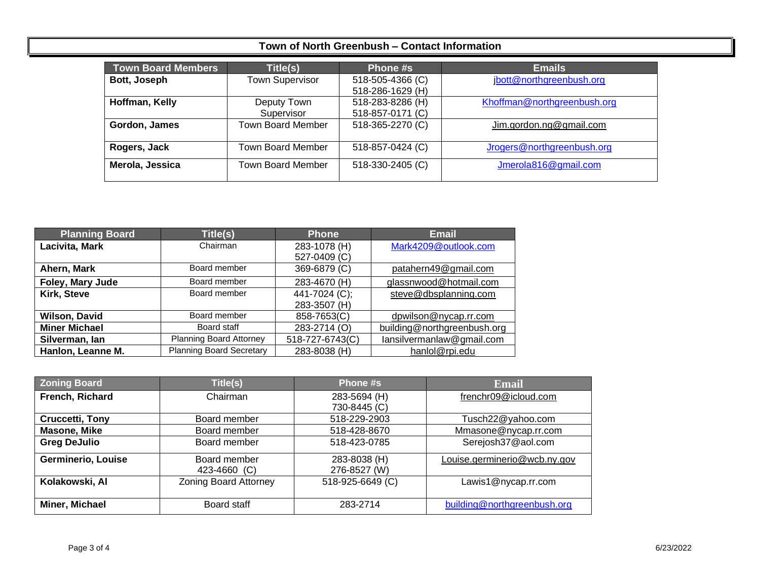# Town of North Greenbush – Contact Information

| Town Board Members | Title(s) | Phone #s | Emails |
| --- | --- | --- | --- |
| **Bott, Joseph** | Town Supervisor | 518-505-4366 (C) 518-286-1629 (H) | jbott@northgreenbush.org |
| **Hoffman, Kelly** | Deputy Town Supervisor | 518-283-8286 (H) 518-857-0171 (C) | Khoffman@northgreenbush.org |
| **Gordon, James** | Town Board Member | 518-365-2270 (C) | Jim.gordon.ng@gmail.com |
| **Rogers, Jack** | Town Board Member | 518-857-0424 (C) | Jrogers@northgreenbush.org |
| **Merola, Jessica** | Town Board Member | 518-330-2405 (C) | Jmerola816@gmail.com |

| Planning Board | Title(s) | Phone | Email |
| --- | --- | --- | --- |
| **Lacivita, Mark** | Chairman | 283-1078 (H) 527-0409 (C) | Mark4209@outlook.com |
| **Ahern, Mark** | Board member | 369-6879 (C) | patahern49@gmail.com |
| **Foley, Mary Jude** | Board member | 283-4670 (H) | glassnwood@hotmail.com |
| **Kirk, Steve** | Board member | 441-7024 (C); 283-3507 (H) | steve@dbsplanning.com |
| **Wilson, David** | Board member | 858-7653(C) | dpwilson@nycap.rr.com |
| **Miner Michael** | Board staff | 283-2714 (O) | building@northgreenbush.org |
| **Silverman, Ian** | Planning Board Attorney | 518-727-6743(C) | Iansilvermanlaw@gmail.com |
| **Hanlon, Leanne M.** | Planning Board Secretary | 283-8038 (H) | hanlol@rpi.edu |

| Zoning Board | Title(s) | Phone #s | Email |
| --- | --- | --- | --- |
| **French, Richard** | Chairman | 283-5694 (H) 730-8445 (C) | frenchr09@icloud.com |
| **Cruccetti, Tony** | Board member | 518-229-2903 | Tusch22@yahoo.com |
| **Masone, Mike** | Board member | 518-428-8670 | Mmasone@nycap.rr.com |
| **Greg DeJulio** | Board member | 518-423-0785 | Serejosh37@aol.com |
| **Germinerio, Louise** | Board member 423-4660 (C) | 283-8038 (H) 276-8527 (W) | Louise.germinerio@wcb.ny.gov |
| **Kolakowski, Al** | Zoning Board Attorney | 518-925-6649 (C) | Lawis1@nycap.rr.com |
| **Miner, Michael** | Board staff | 283-2714 | building@northgreenbush.org |

6/23/2022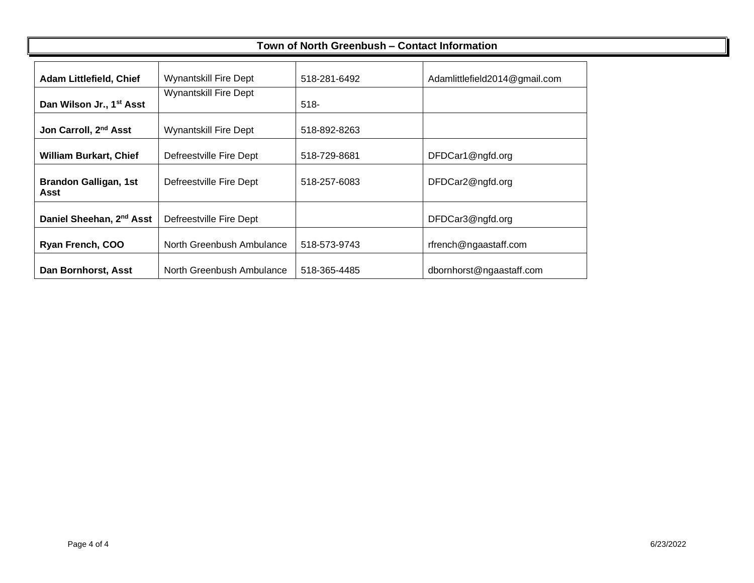## Town of North Greenbush – Contact Information

| | | | |
|---|---|---|---|
| **Adam Littlefield, Chief** | Wynantskill Fire Dept | 518-281-6492 | Adamlittlefield2014@gmail.com |
| **Dan Wilson Jr., 1st Asst** | Wynantskill Fire Dept | 518- | |
| **Jon Carroll, 2nd Asst** | Wynantskill Fire Dept | 518-892-8263 | |
| **William Burkart, Chief** | Defreestville Fire Dept | 518-729-8681 | DFDCar1@ngfd.org |
| **Brandon Galligan, 1st Asst** | Defreestville Fire Dept | 518-257-6083 | DFDCar2@ngfd.org |
| **Daniel Sheehan, 2nd Asst** | Defreestville Fire Dept | | DFDCar3@ngfd.org |
| **Ryan French, COO** | North Greenbush Ambulance | 518-573-9743 | rfrench@ngaastaff.com |
| **Dan Bornhorst, Asst** | North Greenbush Ambulance | 518-365-4485 | dbornhorst@ngaastaff.com |

6/23/2022